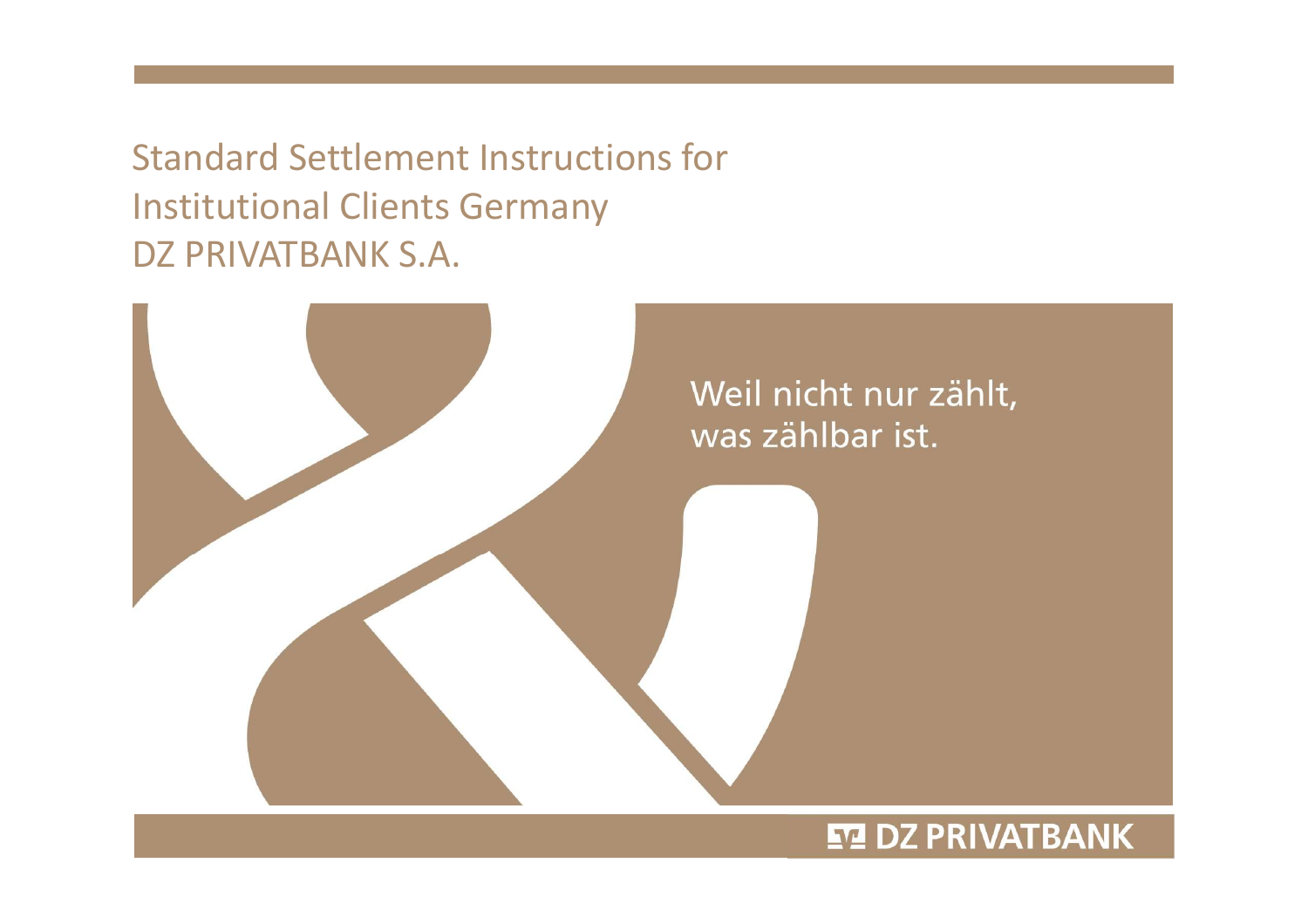# Standard Settlement Instructions for Institutional Clients Germany DZ PRIVATBANK S.A.

Weil nicht nur zählt, was zählbar ist.

DZ PRIVATBANK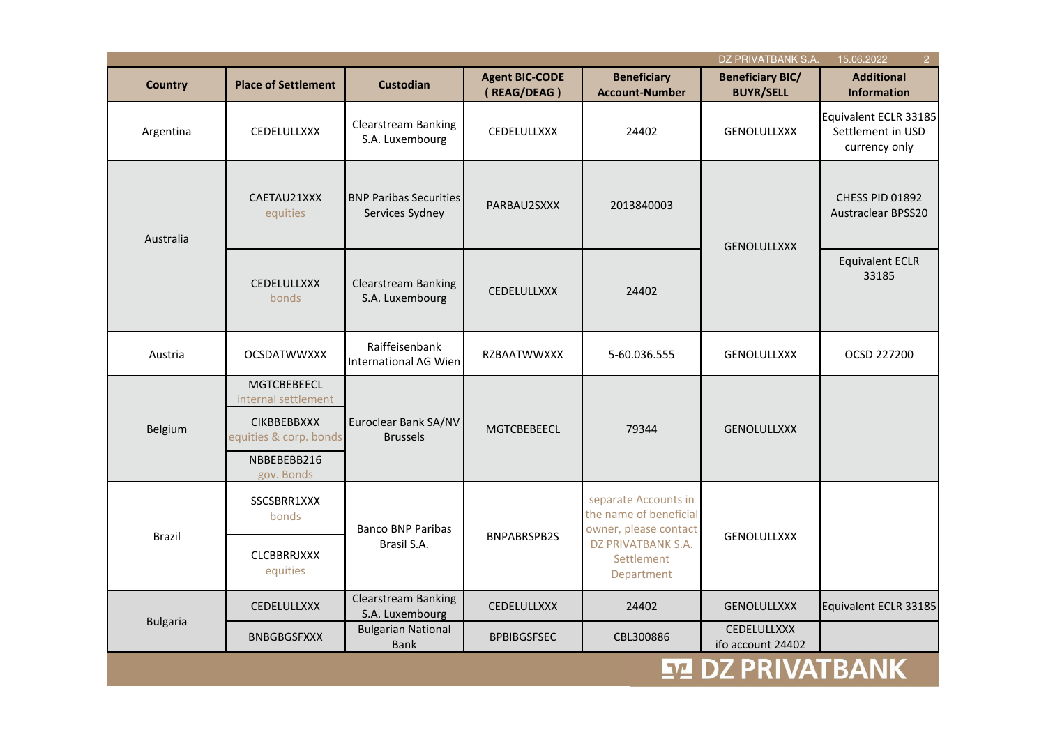| Country | Place of Settlement | Custodian | Agent BIC-CODE ( REAG/DEAG ) | Beneficiary Account-Number | Beneficiary BIC/ BUYR/SELL | Additional Information |
|---|---|---|---|---|---|---|
| Argentina | CEDELULLXXX | Clearstream Banking S.A. Luxembourg | CEDELULLXXX | 24402 | GENOLULLXXX | Equivalent ECLR 33185 Settlement in USD currency only |
| Australia | CAETAU21XXX equities | BNP Paribas Securities Services Sydney | PARBAU2SXXX | 2013840003 | GENOLULLXXX | CHESS PID 01892 Austraclear BPSS20 |
| | CEDELULLXXX bonds | Clearstream Banking S.A. Luxembourg | CEDELULLXXX | 24402 | | Equivalent ECLR 33185 |
| Austria | OCSDATWWXXX | Raiffeisenbank International AG Wien | RZBAATWWXXX | 5-60.036.555 | GENOLULLXXX | OCSD 227200 |
| Belgium | MGTCBEBEECL internal settlement | Euroclear Bank SA/NV Brussels | MGTCBEBEECL | 79344 | GENOLULLXXX | |
| | CIKBBEBBXXX equities & corp. bonds | | | | | |
| | NBBEBEBB216 gov. Bonds | | | | | |
| Brazil | SSCSBRR1XXX bonds | Banco BNP Paribas Brasil S.A. | BNPABRSPB2S | separate Accounts in the name of beneficial owner, please contact DZ PRIVATBANK S.A. Settlement Department | GENOLULLXXX | |
| | CLCBBRRJXXX equities | | | | | |
| Bulgaria | CEDELULLXXX | Clearstream Banking S.A. Luxembourg | CEDELULLXXX | 24402 | GENOLULLXXX | Equivalent ECLR 33185 |
| | BNBGBGSFXXX | Bulgarian National Bank | BPBIBGSFSEC | CBL300886 | CEDELULLXXX ifo account 24402 | |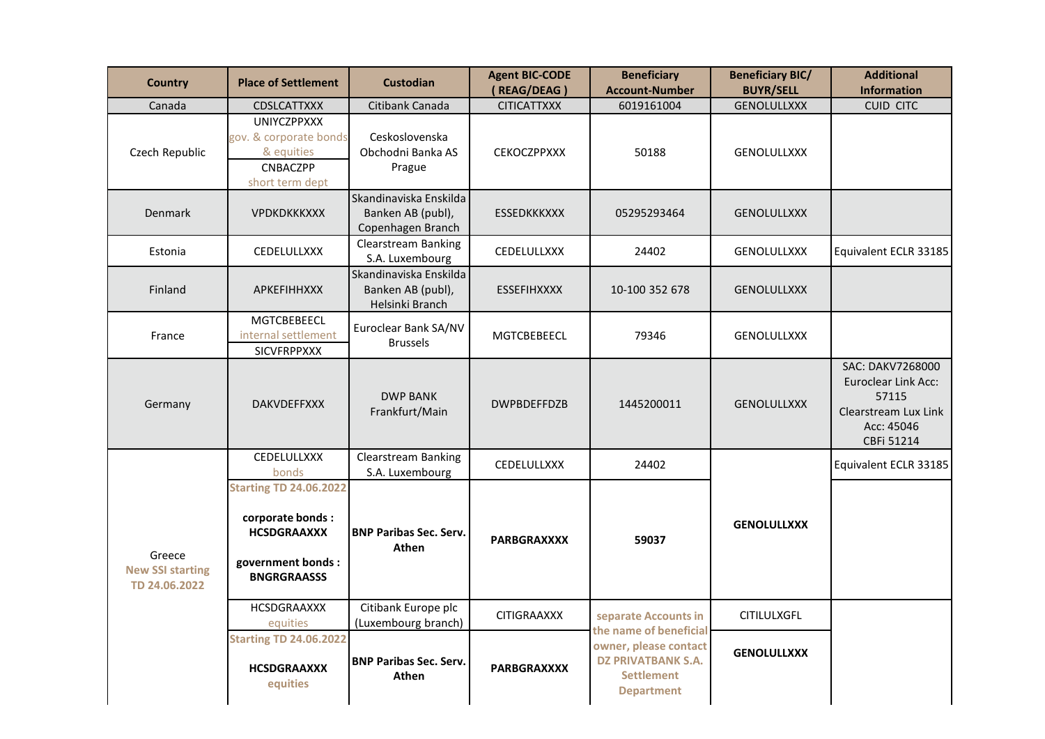| Country | Place of Settlement | Custodian | Agent BIC-CODE (REAG/DEAG) | Beneficiary Account-Number | Beneficiary BIC/ BUYR/SELL | Additional Information |
|---|---|---|---|---|---|---|
| Canada | CDSLCATTXXX | Citibank Canada | CITICATTXXX | 6019161004 | GENOLULLXXX | CUID CITC |
| Czech Republic | UNIYCZPPXXX gov. & corporate bonds & equities<br>CNBACZPP short term dept | Ceskoslovenska Obchodni Banka AS Prague | CEKOCZPPXXX | 50188 | GENOLULLXXX | |
| Denmark | VPDKDKKKXXX | Skandinaviska Enskilda Banken AB (publ), Copenhagen Branch | ESSEDKKKXXX | 05295293464 | GENOLULLXXX | |
| Estonia | CEDELULLXXX | Clearstream Banking S.A. Luxembourg | CEDELULLXXX | 24402 | GENOLULLXXX | Equivalent ECLR 33185 |
| Finland | APKEFIHHXXX | Skandinaviska Enskilda Banken AB (publ), Helsinki Branch | ESSEFIHXXXX | 10-100 352 678 | GENOLULLXXX | |
| France | MGTCBEBEECL internal settlement<br>SICVFRPPXXX | Euroclear Bank SA/NV Brussels | MGTCBEBEECL | 79346 | GENOLULLXXX | |
| Germany | DAKVDEFFXXX | DWP BANK Frankfurt/Main | DWPBDEFFDZB | 1445200011 | GENOLULLXXX | SAC: DAKV7268000<br>Euroclear Link Acc: 57115<br>Clearstream Lux Link Acc: 45046<br>CBFi 51214 |
| Greece<br>**New SSI starting TD 24.06.2022** | CEDELULLXXX bonds | Clearstream Banking S.A. Luxembourg | CEDELULLXXX | 24402 | **GENOLULLXXX** | Equivalent ECLR 33185 |
| | **Starting TD 24.06.2022**<br>**corporate bonds : HCSDGRAAXXX**<br>**government bonds : BNGRGRAASSS** | **BNP Paribas Sec. Serv. Athen** | **PARBGRAXXXX** | **59037** | | |
| | HCSDGRAAXXX equities | Citibank Europe plc (Luxembourg branch) | CITIGRAAXXX | **separate Accounts in the name of beneficial owner, please contact DZ PRIVATBANK S.A. Settlement Department** | CITILULXGFL | |
| | **Starting TD 24.06.2022**<br>**HCSDGRAAXXX equities** | **BNP Paribas Sec. Serv. Athen** | **PARBGRAXXXX** | | **GENOLULLXXX** | |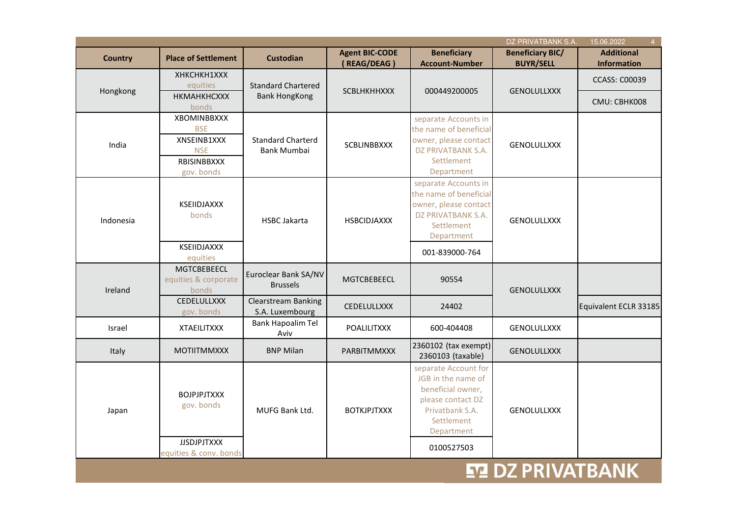| Country | Place of Settlement | Custodian | Agent BIC-CODE (REAG/DEAG) | Beneficiary Account-Number | Beneficiary BIC/ BUYR/SELL | Additional Information |
|---|---|---|---|---|---|---|
| Hongkong | XHKCHKH1XXX equities | Standard Chartered Bank HongKong | SCBLHKHHXXX | 000449200005 | GENOLULLXXX | CCASS: C00039 |
| | HKMAHKHCXXX bonds | | | | | CMU: CBHK008 |
| India | XBOMINBBXXX BSE | Standard Charterd Bank Mumbai | SCBLINBBXXX | separate Accounts in the name of beneficial owner, please contact DZ PRIVATBANK S.A. Settlement Department | GENOLULLXXX | |
| | XNSEINB1XXX NSE | | | | | |
| | RBISINBBXXX gov. bonds | | | | | |
| Indonesia | KSEIIDJAXXX bonds | HSBC Jakarta | HSBCIDJAXXX | separate Accounts in the name of beneficial owner, please contact DZ PRIVATBANK S.A. Settlement Department | GENOLULLXXX | |
| | KSEIIDJAXXX equities | | | 001-839000-764 | | |
| Ireland | MGTCBEBEECL equities & corporate bonds | Euroclear Bank SA/NV Brussels | MGTCBEBEECL | 90554 | GENOLULLXXX | |
| | CEDELULLXXX gov. bonds | Clearstream Banking S.A. Luxembourg | CEDELULLXXX | 24402 | | Equivalent ECLR 33185 |
| Israel | XTAEILITXXX | Bank Hapoalim Tel Aviv | POALILITXXX | 600-404408 | GENOLULLXXX | |
| Italy | MOTIITMMXXX | BNP Milan | PARBITMMXXX | 2360102 (tax exempt) 2360103 (taxable) | GENOLULLXXX | |
| Japan | BOJPJPJTXXX gov. bonds | MUFG Bank Ltd. | BOTKJPJTXXX | separate Account for JGB in the name of beneficial owner, please contact DZ Privatbank S.A. Settlement Department | GENOLULLXXX | |
| | JJSDJPJTXXX equities & conv. bonds | | | 0100527503 | | |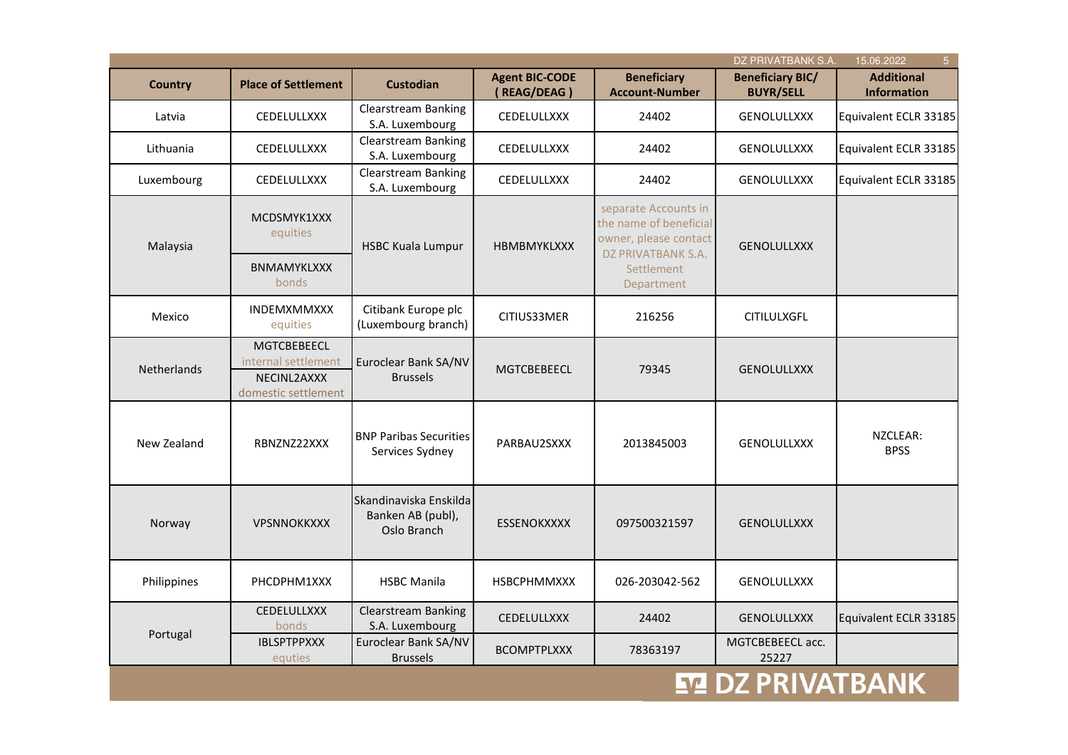| Country | Place of Settlement | Custodian | Agent BIC-CODE ( REAG/DEAG ) | Beneficiary Account-Number | Beneficiary BIC/ BUYR/SELL | Additional Information |
|---|---|---|---|---|---|---|
| Latvia | CEDELULLXXX | Clearstream Banking S.A. Luxembourg | CEDELULLXXX | 24402 | GENOLULLXXX | Equivalent ECLR 33185 |
| Lithuania | CEDELULLXXX | Clearstream Banking S.A. Luxembourg | CEDELULLXXX | 24402 | GENOLULLXXX | Equivalent ECLR 33185 |
| Luxembourg | CEDELULLXXX | Clearstream Banking S.A. Luxembourg | CEDELULLXXX | 24402 | GENOLULLXXX | Equivalent ECLR 33185 |
| Malaysia | MCDSMYK1XXX equities<br>BNMAMYKLXXX bonds | HSBC Kuala Lumpur | HBMBMYKLXXX | separate Accounts in the name of beneficial owner, please contact DZ PRIVATBANK S.A. Settlement Department | GENOLULLXXX | |
| Mexico | INDEMXMMXXX equities | Citibank Europe plc (Luxembourg branch) | CITIUS33MER | 216256 | CITILULXGFL | |
| Netherlands | MGTCBEBEECL internal settlement<br>NECINL2AXXX domestic settlement | Euroclear Bank SA/NV Brussels | MGTCBEBEECL | 79345 | GENOLULLXXX | |
| New Zealand | RBNZNZ22XXX | BNP Paribas Securities Services Sydney | PARBAU2SXXX | 2013845003 | GENOLULLXXX | NZCLEAR: BPSS |
| Norway | VPSNNOKKXXX | Skandinaviska Enskilda Banken AB (publ), Oslo Branch | ESSENOKXXXX | 097500321597 | GENOLULLXXX | |
| Philippines | PHCDPHM1XXX | HSBC Manila | HSBCPHMMXXX | 026-203042-562 | GENOLULLXXX | |
| Portugal | CEDELULLXXX bonds | Clearstream Banking S.A. Luxembourg | CEDELULLXXX | 24402 | GENOLULLXXX | Equivalent ECLR 33185 |
| | IBLSPTPPXXX equties | Euroclear Bank SA/NV Brussels | BCOMPTPLXXX | 78363197 | MGTCBEBEECL acc. 25227 | |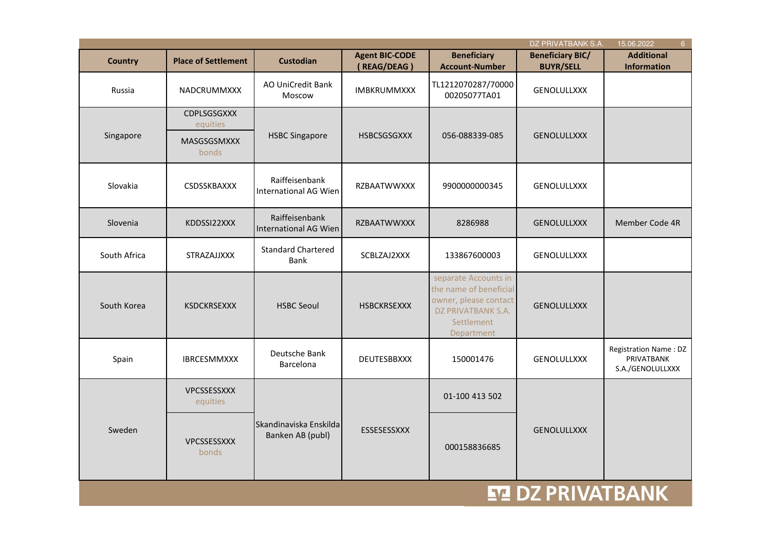| Country | Place of Settlement | Custodian | Agent BIC-CODE ( REAG/DEAG ) | Beneficiary Account-Number | Beneficiary BIC/ BUYR/SELL | Additional Information |
|---|---|---|---|---|---|---|
| Russia | NADCRUMMXXX | AO UniCredit Bank Moscow | IMBKRUMMXXX | TL1212070287/7000000205077TA01 | GENOLULLXXX | |
| Singapore | CDPLSGSGXXX equities | HSBC Singapore | HSBCSGSGXXX | 056-088339-085 | GENOLULLXXX | |
| | MASGSGSMXXX bonds | | | | | |
| Slovakia | CSDSSKBAXXX | Raiffeisenbank International AG Wien | RZBAATWWXXX | 9900000000345 | GENOLULLXXX | |
| Slovenia | KDDSSI22XXX | Raiffeisenbank International AG Wien | RZBAATWWXXX | 8286988 | GENOLULLXXX | Member Code 4R |
| South Africa | STRAZAJJXXX | Standard Chartered Bank | SCBLZAJ2XXX | 133867600003 | GENOLULLXXX | |
| South Korea | KSDCKRSEXXX | HSBC Seoul | HSBCKRSEXXX | separate Accounts in the name of beneficial owner, please contact DZ PRIVATBANK S.A. Settlement Department | GENOLULLXXX | |
| Spain | IBRCESMMXXX | Deutsche Bank Barcelona | DEUTESBBXXX | 150001476 | GENOLULLXXX | Registration Name : DZ PRIVATBANK S.A./GENOLULLXXX |
| Sweden | VPCSSESSXXX equities | Skandinaviska Enskilda Banken AB (publ) | ESSESESSXXX | 01-100 413 502 | GENOLULLXXX | |
| | VPCSSESSXXX bonds | | | 000158836685 | | |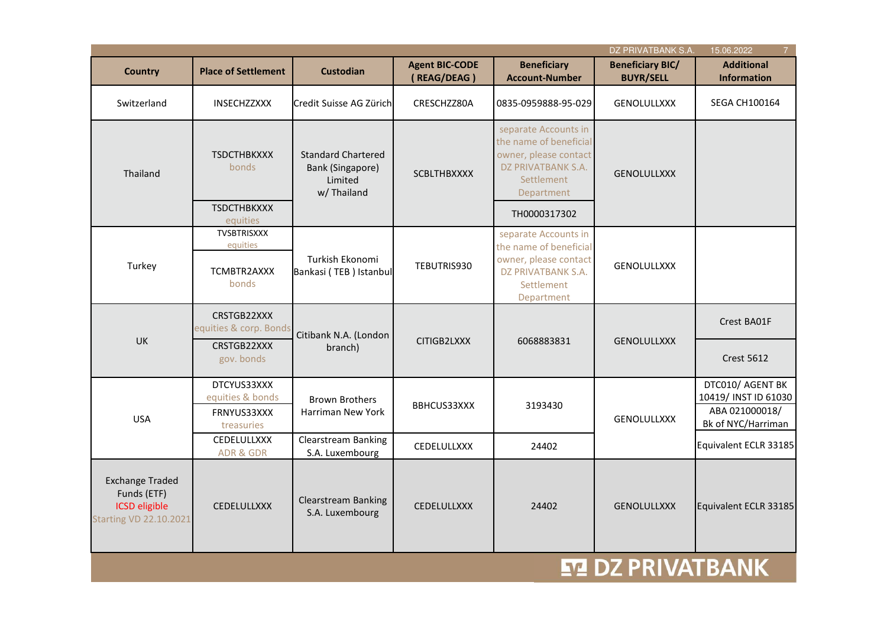| Country | Place of Settlement | Custodian | Agent BIC-CODE ( REAG/DEAG ) | Beneficiary Account-Number | Beneficiary BIC/ BUYR/SELL | Additional Information |
|---|---|---|---|---|---|---|
| Switzerland | INSECHZZXXX | Credit Suisse AG Zürich | CRESCHZZ80A | 0835-0959888-95-029 | GENOLULLXXX | SEGA CH100164 |
| Thailand | TSDCTHBKXXXX bonds | Standard Chartered Bank (Singapore) Limited w/ Thailand | SCBLTHBXXXX | separate Accounts in the name of beneficial owner, please contact DZ PRIVATBANK S.A. Settlement Department | GENOLULLXXX | |
| | TSDCTHBKXXX equities | | | TH0000317302 | | |
| Turkey | TVSBTRISXXX equities | Turkish Ekonomi Bankasi ( TEB ) Istanbul | TEBUTRIS930 | separate Accounts in the name of beneficial owner, please contact DZ PRIVATBANK S.A. Settlement Department | GENOLULLXXX | |
| | TCMBTR2AXXX bonds | | | | | |
| UK | CRSTGB22XXX equities & corp. Bonds | Citibank N.A. (London branch) | CITIGB2LXXX | 6068883831 | GENOLULLXXX | Crest BA01F |
| | CRSTGB22XXX gov. bonds | | | | | Crest 5612 |
| USA | DTCYUS33XXX equities & bonds | Brown Brothers Harriman New York | BBHCUS33XXX | 3193430 | GENOLULLXXX | DTC010/ AGENT BK 10419/ INST ID 61030 |
| | FRNYUS33XXX treasuries | | | | | ABA 021000018/ Bk of NYC/Harriman |
| | CEDELULLXXX ADR & GDR | Clearstream Banking S.A. Luxembourg | CEDELULLXXX | 24402 | | Equivalent ECLR 33185 |
| Exchange Traded Funds (ETF) ICSD eligible Starting VD 22.10.2021 | CEDELULLXXX | Clearstream Banking S.A. Luxembourg | CEDELULLXXX | 24402 | GENOLULLXXX | Equivalent ECLR 33185 |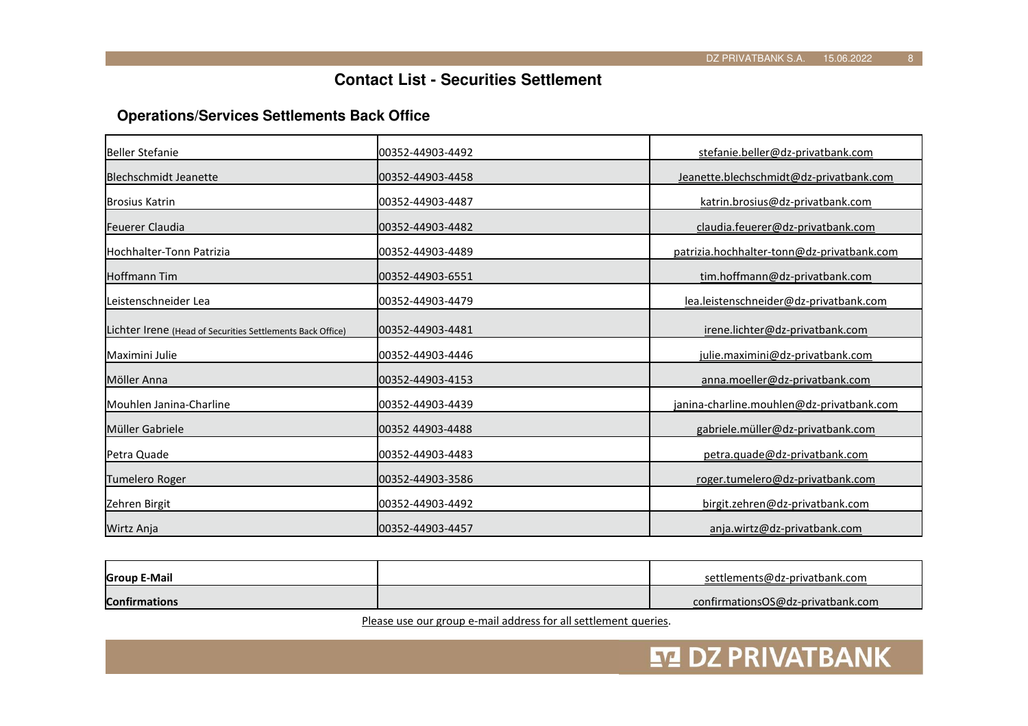# Contact List - Securities Settlement

## Operations/Services Settlements Back Office

| Name | Phone | E-Mail |
|---|---|---|
| Beller Stefanie | 00352-44903-4492 | stefanie.beller@dz-privatbank.com |
| Blechschmidt Jeanette | 00352-44903-4458 | Jeanette.blechschmidt@dz-privatbank.com |
| Brosius Katrin | 00352-44903-4487 | katrin.brosius@dz-privatbank.com |
| Feuerer Claudia | 00352-44903-4482 | claudia.feuerer@dz-privatbank.com |
| Hochhalter-Tonn Patrizia | 00352-44903-4489 | patrizia.hochhalter-tonn@dz-privatbank.com |
| Hoffmann Tim | 00352-44903-6551 | tim.hoffmann@dz-privatbank.com |
| Leistenschneider Lea | 00352-44903-4479 | lea.leistenschneider@dz-privatbank.com |
| Lichter Irene (Head of Securities Settlements Back Office) | 00352-44903-4481 | irene.lichter@dz-privatbank.com |
| Maximini Julie | 00352-44903-4446 | julie.maximini@dz-privatbank.com |
| Möller Anna | 00352-44903-4153 | anna.moeller@dz-privatbank.com |
| Mouhlen Janina-Charline | 00352-44903-4439 | janina-charline.mouhlen@dz-privatbank.com |
| Müller Gabriele | 00352 44903-4488 | gabriele.müller@dz-privatbank.com |
| Petra Quade | 00352-44903-4483 | petra.quade@dz-privatbank.com |
| Tumelero Roger | 00352-44903-3586 | roger.tumelero@dz-privatbank.com |
| Zehren Birgit | 00352-44903-4492 | birgit.zehren@dz-privatbank.com |
| Wirtz Anja | 00352-44903-4457 | anja.wirtz@dz-privatbank.com |

| | | |
|---|---|---|
| **Group E-Mail** | | settlements@dz-privatbank.com |
| **Confirmations** | | confirmationsOS@dz-privatbank.com |

Please use our group e-mail address for all settlement queries.

DZ PRIVATBANK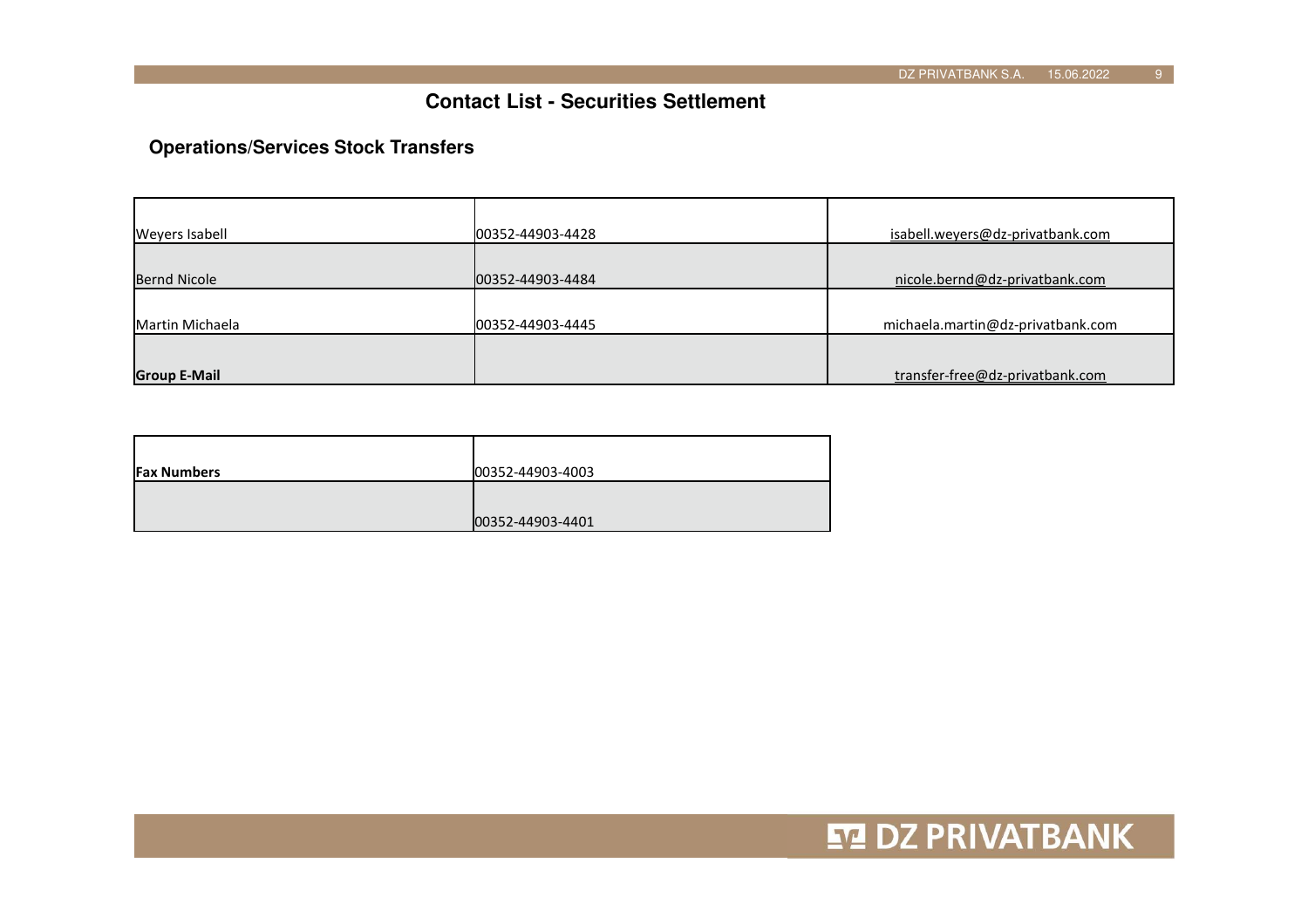# Contact List - Securities Settlement

## Operations/Services Stock Transfers

| | | |
|---|---|---|
| Weyers Isabell | 00352-44903-4428 | isabell.weyers@dz-privatbank.com |
| Bernd Nicole | 00352-44903-4484 | nicole.bernd@dz-privatbank.com |
| Martin Michaela | 00352-44903-4445 | michaela.martin@dz-privatbank.com |
| **Group E-Mail** | | transfer-free@dz-privatbank.com |

| | |
|---|---|
| **Fax Numbers** | 00352-44903-4003 |
| | 00352-44903-4401 |